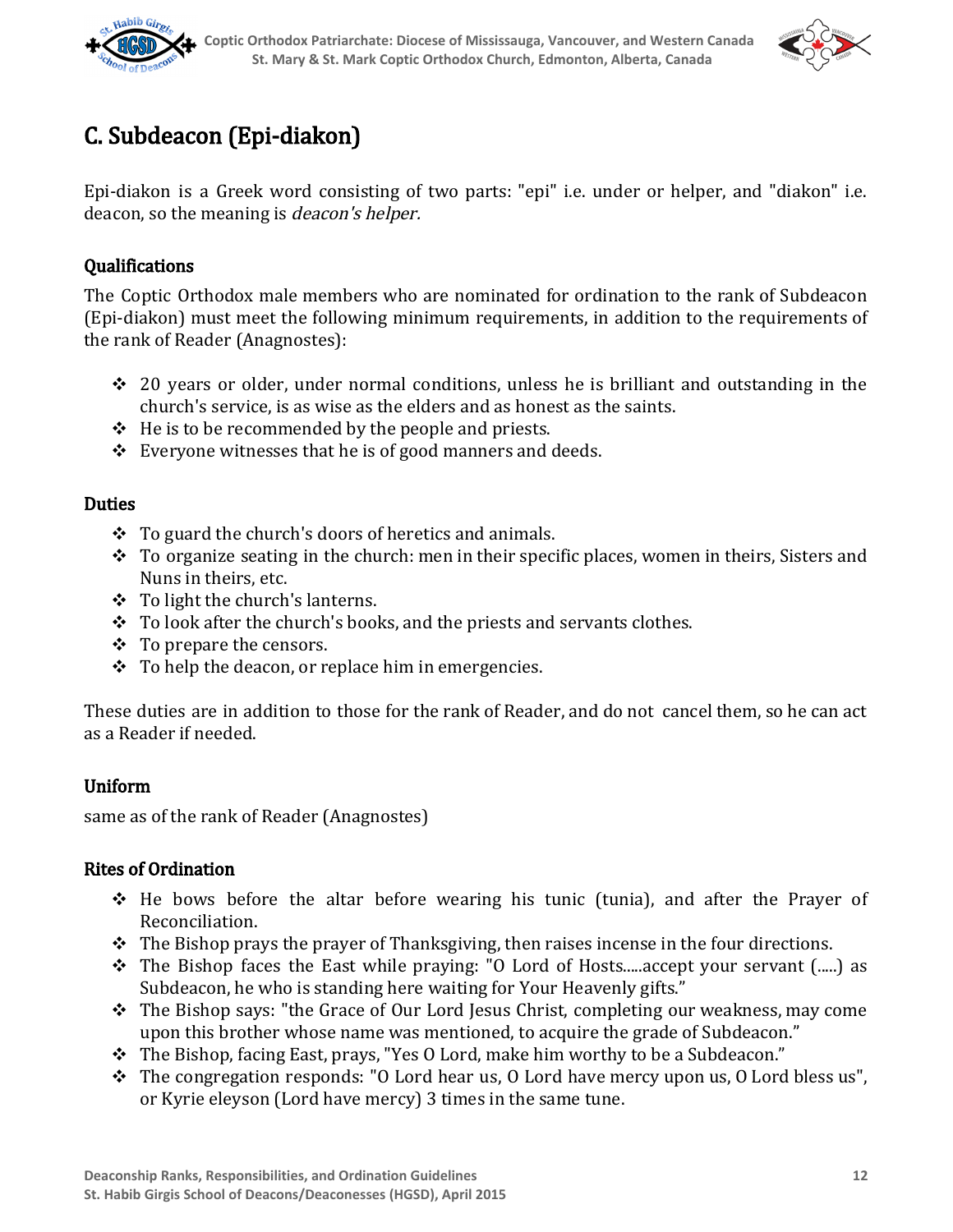## C. Subdeacon (Epi-diakon)

Epi-diakon is a Greek word consisting of two parts: "epi" i.e. under or helper, and "diakon" i.e. deacon, so the meaning is *deacon's helper.*

### Qualifications

The Coptic Orthodox male members who are nominated for ordination to the rank of Subdeacon (Epi-diakon) must meet the following minimum requirements, in addition to the requirements of the rank of Reader (Anagnostes):

- 20 years or older, under normal conditions, unless he is brilliant and outstanding in the church's service, is as wise as the elders and as honest as the saints.
- He is to be recommended by the people and priests.
- Everyone witnesses that he is of good manners and deeds.

### Duties

- To guard the church's doors of heretics and animals.
- To organize seating in the church: men in their specific places, women in theirs, Sisters and Nuns in theirs, etc.
- To light the church's lanterns.
- To look after the church's books, and the priests and servants clothes.
- To prepare the censors.
- To help the deacon, or replace him in emergencies.

These duties are in addition to those for the rank of Reader, and do not cancel them, so he can act as a Reader if needed.

### Uniform

same as of the rank of Reader (Anagnostes)

### Rites of Ordination

- He bows before the altar before wearing his tunic (tunia), and after the Prayer of Reconciliation.
- The Bishop prays the prayer of Thanksgiving, then raises incense in the four directions.
- The Bishop faces the East while praying: "O Lord of Hosts.....accept your servant (.....) as Subdeacon, he who is standing here waiting for Your Heavenly gifts."
- The Bishop says: "the Grace of Our Lord Jesus Christ, completing our weakness, may come upon this brother whose name was mentioned, to acquire the grade of Subdeacon."
- The Bishop, facing East, prays, "Yes O Lord, make him worthy to be a Subdeacon."
- The congregation responds: "O Lord hear us, O Lord have mercy upon us, O Lord bless us", or Kyrie eleyson (Lord have mercy) 3 times in the same tune.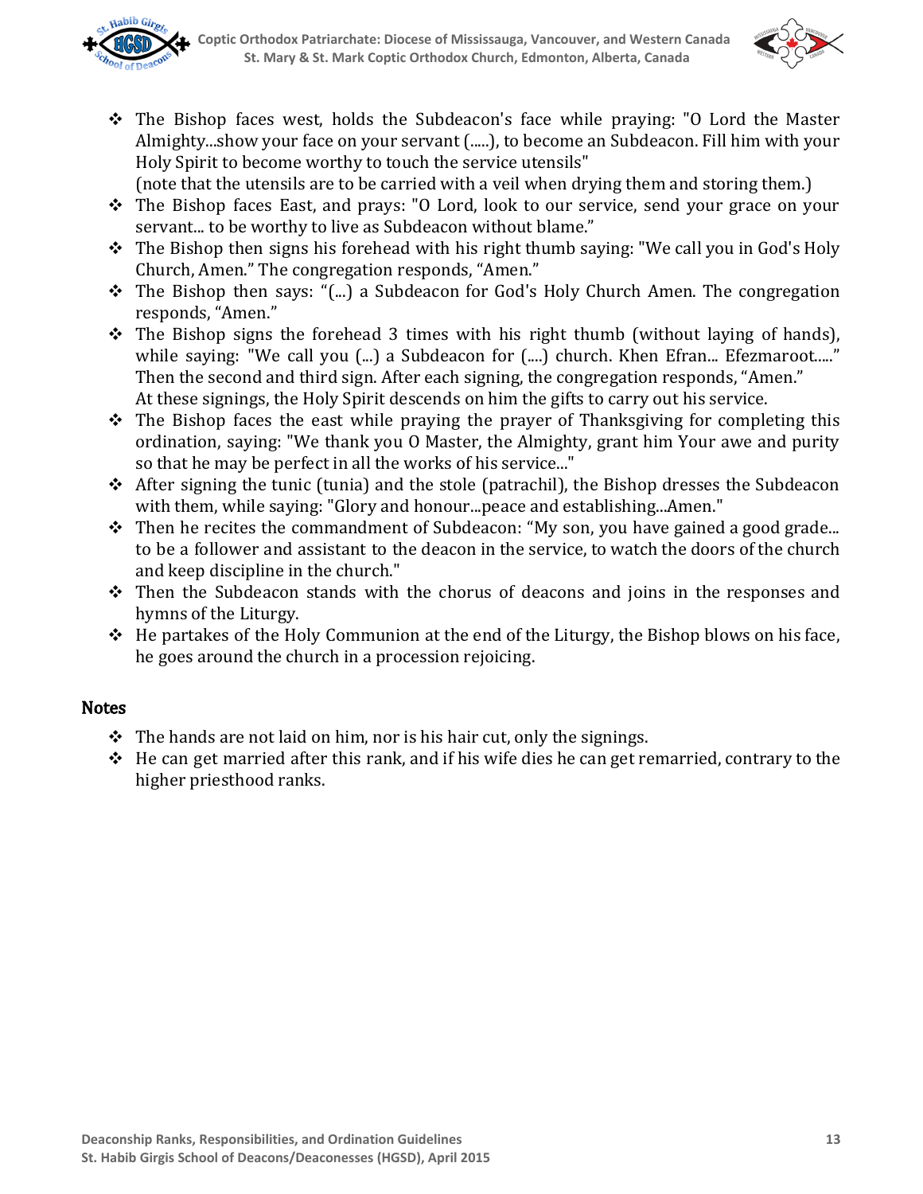- The Bishop faces west, holds the Subdeacon's face while praying: "O Lord the Master Almighty...show your face on your servant (.....), to become an Subdeacon. Fill him with your Holy Spirit to become worthy to touch the service utensils"
  (note that the utensils are to be carried with a veil when drying them and storing them.)
- The Bishop faces East, and prays: "O Lord, look to our service, send your grace on your servant... to be worthy to live as Subdeacon without blame."
- The Bishop then signs his forehead with his right thumb saying: "We call you in God's Holy Church, Amen." The congregation responds, "Amen."
- The Bishop then says: "(...) a Subdeacon for God's Holy Church Amen. The congregation responds, "Amen."
- The Bishop signs the forehead 3 times with his right thumb (without laying of hands), while saying: "We call you (...) a Subdeacon for (....) church. Khen Efran... Efezmaroot....." Then the second and third sign. After each signing, the congregation responds, "Amen."
  At these signings, the Holy Spirit descends on him the gifts to carry out his service.
- The Bishop faces the east while praying the prayer of Thanksgiving for completing this ordination, saying: "We thank you O Master, the Almighty, grant him Your awe and purity so that he may be perfect in all the works of his service..."
- After signing the tunic (tunia) and the stole (patrachil), the Bishop dresses the Subdeacon with them, while saying: "Glory and honour...peace and establishing...Amen."
- Then he recites the commandment of Subdeacon: "My son, you have gained a good grade... to be a follower and assistant to the deacon in the service, to watch the doors of the church and keep discipline in the church."
- Then the Subdeacon stands with the chorus of deacons and joins in the responses and hymns of the Liturgy.
- He partakes of the Holy Communion at the end of the Liturgy, the Bishop blows on his face, he goes around the church in a procession rejoicing.

## Notes

- The hands are not laid on him, nor is his hair cut, only the signings.
- He can get married after this rank, and if his wife dies he can get remarried, contrary to the higher priesthood ranks.